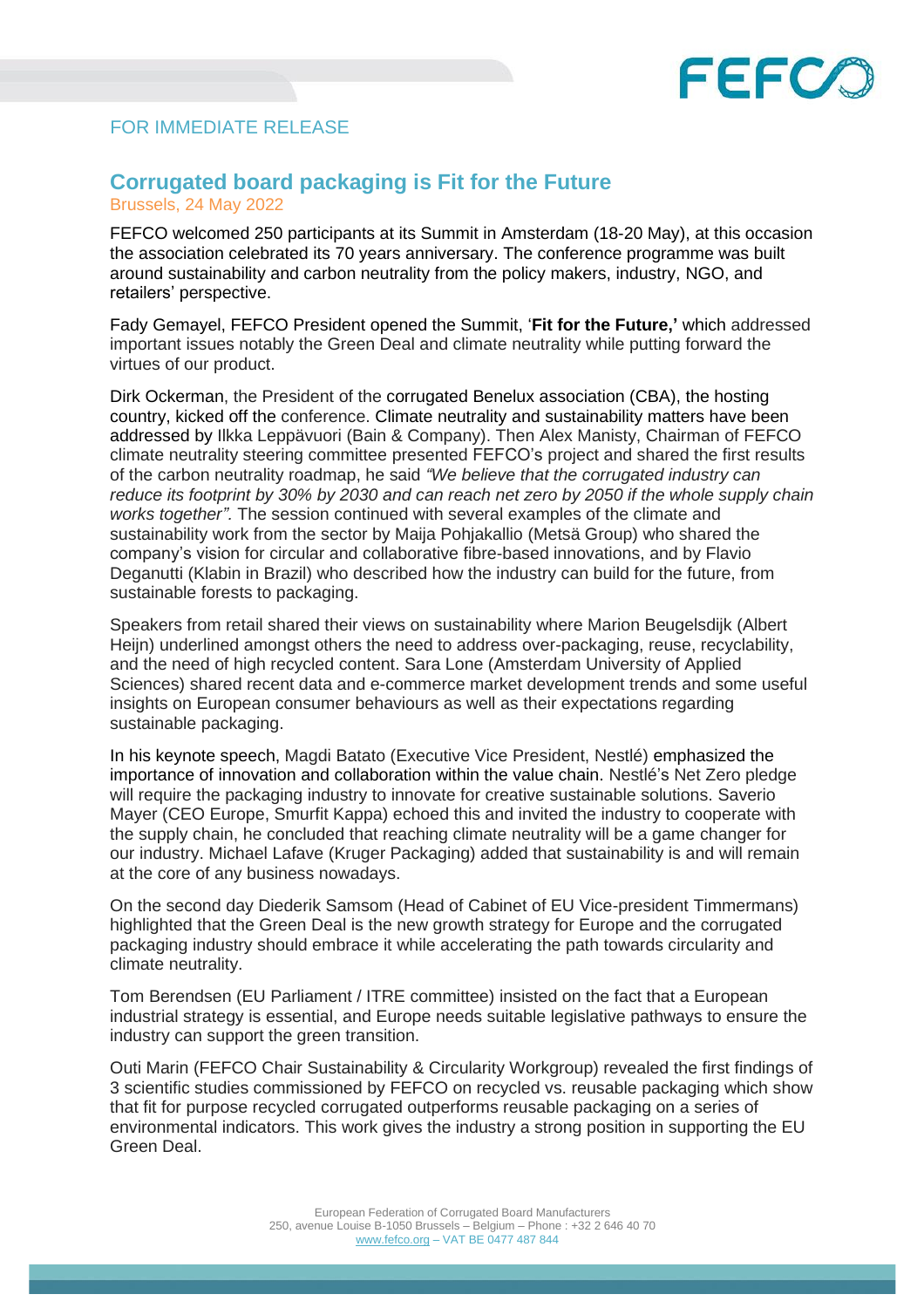FOR IMMEDIATE RELEASE

# Corrugated board packaging is Fit for the Future

Brussels, 24 May 2022

FEFCO welcomed 250 participants at its Summit in Amsterdam (18-20 May), at this occasion the association celebrated its 70 years anniversary. The conference programme was built around sustainability and carbon neutrality from the policy makers, industry, NGO, and retailers' perspective.

Fady Gemayel, FEFCO President opened the Summit, '**Fit for the Future,'** which addressed important issues notably the Green Deal and climate neutrality while putting forward the virtues of our product.

Dirk Ockerman, the President of the corrugated Benelux association (CBA), the hosting country, kicked off the conference. Climate neutrality and sustainability matters have been addressed by Ilkka Leppävuori (Bain & Company). Then Alex Manisty, Chairman of FEFCO climate neutrality steering committee presented FEFCO's project and shared the first results of the carbon neutrality roadmap, he said *"We believe that the corrugated industry can reduce its footprint by 30% by 2030 and can reach net zero by 2050 if the whole supply chain works together".* The session continued with several examples of the climate and sustainability work from the sector by Maija Pohjakallio (Metsä Group) who shared the company's vision for circular and collaborative fibre-based innovations, and by Flavio Deganutti (Klabin in Brazil) who described how the industry can build for the future, from sustainable forests to packaging.

Speakers from retail shared their views on sustainability where Marion Beugelsdijk (Albert Heijn) underlined amongst others the need to address over-packaging, reuse, recyclability, and the need of high recycled content. Sara Lone (Amsterdam University of Applied Sciences) shared recent data and e-commerce market development trends and some useful insights on European consumer behaviours as well as their expectations regarding sustainable packaging.

In his keynote speech, Magdi Batato (Executive Vice President, Nestlé) emphasized the importance of innovation and collaboration within the value chain. Nestlé's Net Zero pledge will require the packaging industry to innovate for creative sustainable solutions. Saverio Mayer (CEO Europe, Smurfit Kappa) echoed this and invited the industry to cooperate with the supply chain, he concluded that reaching climate neutrality will be a game changer for our industry. Michael Lafave (Kruger Packaging) added that sustainability is and will remain at the core of any business nowadays.

On the second day Diederik Samsom (Head of Cabinet of EU Vice-president Timmermans) highlighted that the Green Deal is the new growth strategy for Europe and the corrugated packaging industry should embrace it while accelerating the path towards circularity and climate neutrality.

Tom Berendsen (EU Parliament / ITRE committee) insisted on the fact that a European industrial strategy is essential, and Europe needs suitable legislative pathways to ensure the industry can support the green transition.

Outi Marin (FEFCO Chair Sustainability & Circularity Workgroup) revealed the first findings of 3 scientific studies commissioned by FEFCO on recycled vs. reusable packaging which show that fit for purpose recycled corrugated outperforms reusable packaging on a series of environmental indicators. This work gives the industry a strong position in supporting the EU Green Deal.

European Federation of Corrugated Board Manufacturers
250, avenue Louise B-1050 Brussels – Belgium – Phone : +32 2 646 40 70
www.fefco.org – VAT BE 0477 487 844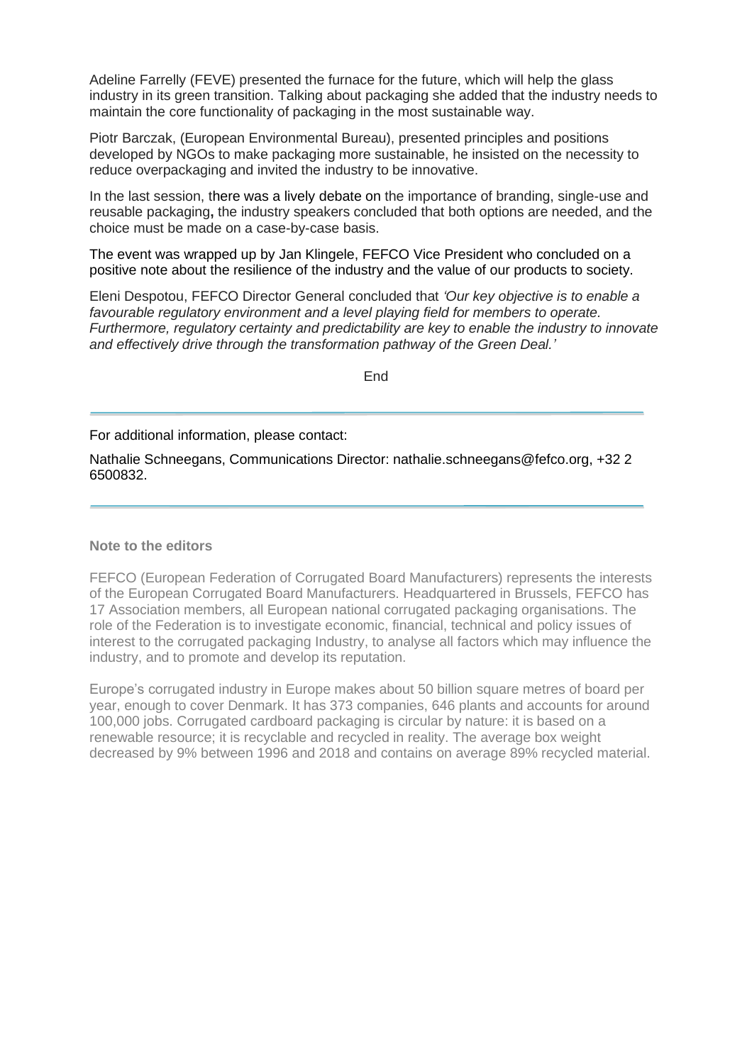Adeline Farrelly (FEVE) presented the furnace for the future, which will help the glass industry in its green transition. Talking about packaging she added that the industry needs to maintain the core functionality of packaging in the most sustainable way.

Piotr Barczak, (European Environmental Bureau), presented principles and positions developed by NGOs to make packaging more sustainable, he insisted on the necessity to reduce overpackaging and invited the industry to be innovative.

In the last session, there was a lively debate on the importance of branding, single-use and reusable packaging**,** the industry speakers concluded that both options are needed, and the choice must be made on a case-by-case basis.

The event was wrapped up by Jan Klingele, FEFCO Vice President who concluded on a positive note about the resilience of the industry and the value of our products to society.

Eleni Despotou, FEFCO Director General concluded that *'Our key objective is to enable a favourable regulatory environment and a level playing field for members to operate. Furthermore, regulatory certainty and predictability are key to enable the industry to innovate and effectively drive through the transformation pathway of the Green Deal.'*

End

---

For additional information, please contact:

Nathalie Schneegans, Communications Director: nathalie.schneegans@fefco.org, +32 2 6500832.

---

**Note to the editors**

FEFCO (European Federation of Corrugated Board Manufacturers) represents the interests of the European Corrugated Board Manufacturers. Headquartered in Brussels, FEFCO has 17 Association members, all European national corrugated packaging organisations. The role of the Federation is to investigate economic, financial, technical and policy issues of interest to the corrugated packaging Industry, to analyse all factors which may influence the industry, and to promote and develop its reputation.

Europe's corrugated industry in Europe makes about 50 billion square metres of board per year, enough to cover Denmark. It has 373 companies, 646 plants and accounts for around 100,000 jobs. Corrugated cardboard packaging is circular by nature: it is based on a renewable resource; it is recyclable and recycled in reality. The average box weight decreased by 9% between 1996 and 2018 and contains on average 89% recycled material.